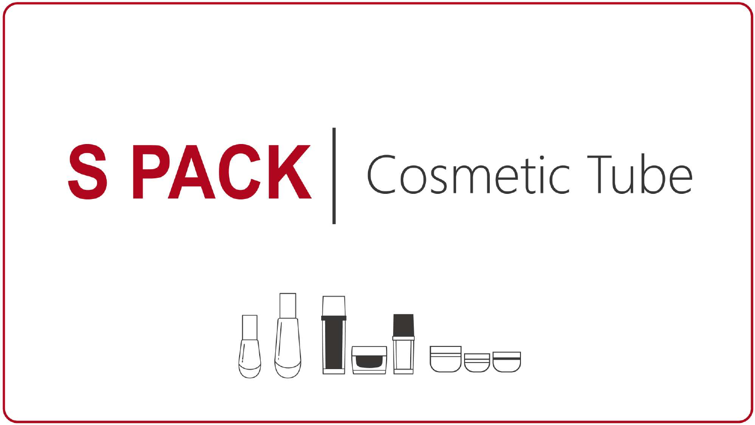# S PACK | Cosmetic Tube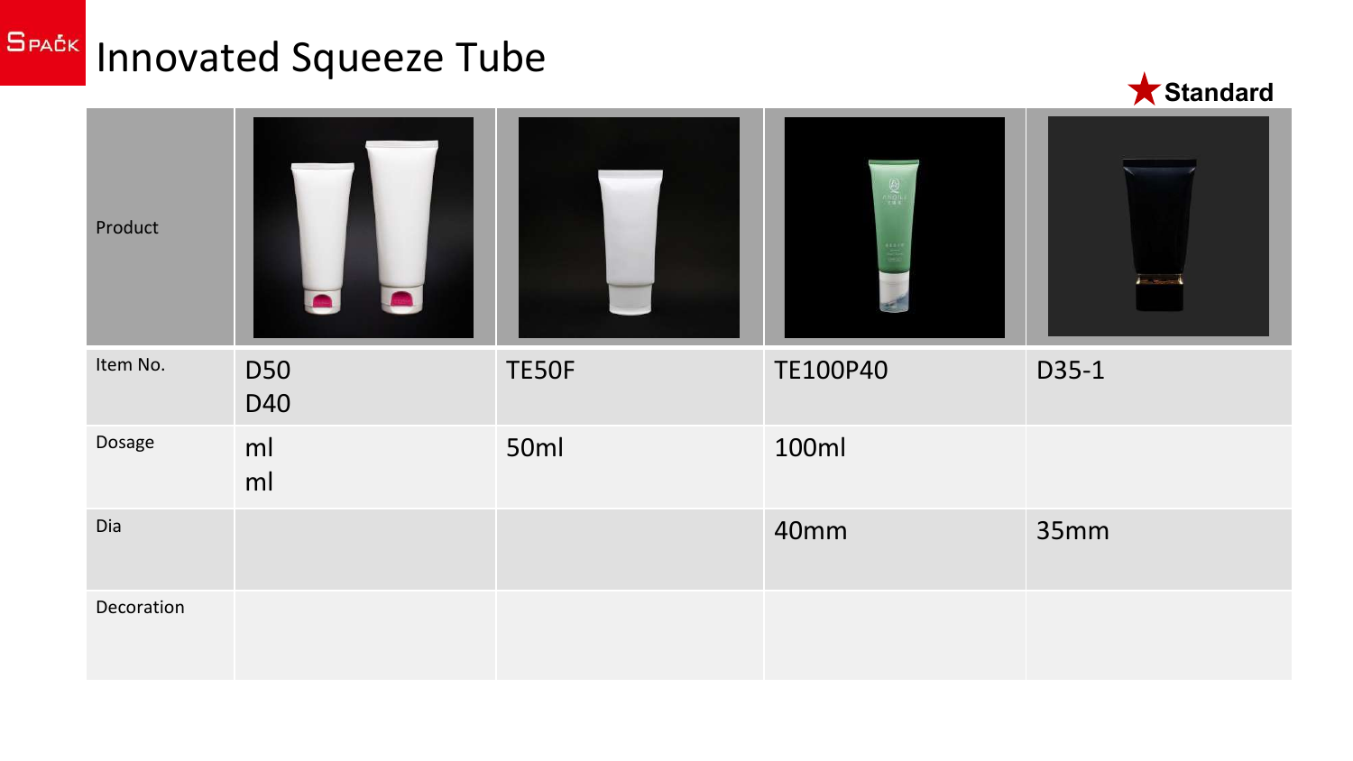# Innovated Squeeze Tube

★Standard

| Product | | | | |
|---|---|---|---|---|
| Item No. | D50<br>D40 | TE50F | TE100P40 | D35-1 |
| Dosage | ml<br>ml | 50ml | 100ml | |
| Dia | | | 40mm | 35mm |
| Decoration | | | | |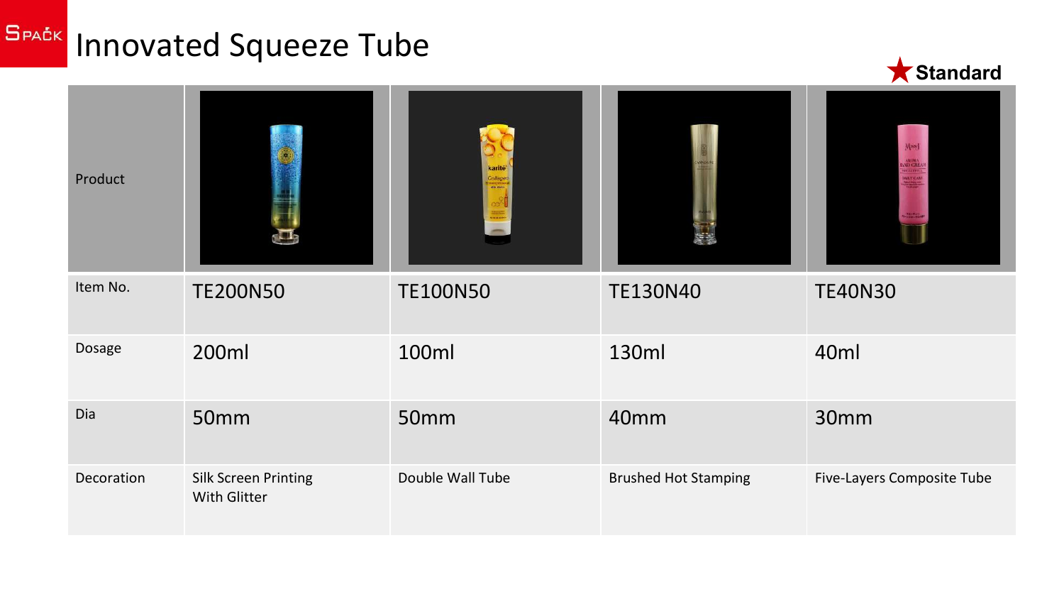# Innovated Squeeze Tube

★ Standard

| Product | | | | |
|---|---|---|---|---|
| Item No. | TE200N50 | TE100N50 | TE130N40 | TE40N30 |
| Dosage | 200ml | 100ml | 130ml | 40ml |
| Dia | 50mm | 50mm | 40mm | 30mm |
| Decoration | Silk Screen Printing With Glitter | Double Wall Tube | Brushed Hot Stamping | Five-Layers Composite Tube |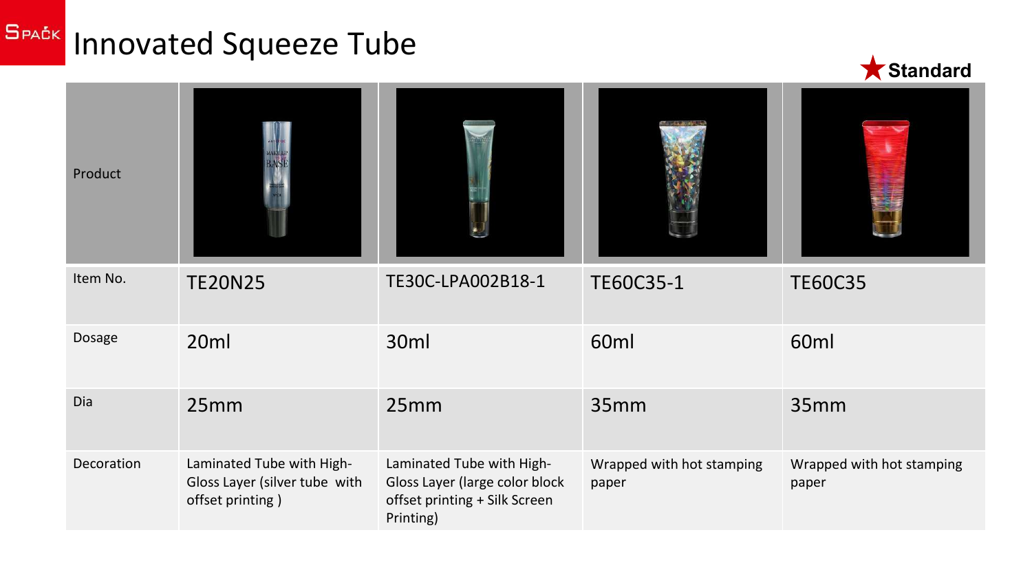# Innovated Squeeze Tube

★ **Standard**

| Product | | | | |
|---|---|---|---|---|
| Item No. | TE20N25 | TE30C-LPA002B18-1 | TE60C35-1 | TE60C35 |
| Dosage | 20ml | 30ml | 60ml | 60ml |
| Dia | 25mm | 25mm | 35mm | 35mm |
| Decoration | Laminated Tube with High-Gloss Layer (silver tube with offset printing ) | Laminated Tube with High-Gloss Layer (large color block offset printing + Silk Screen Printing) | Wrapped with hot stamping paper | Wrapped with hot stamping paper |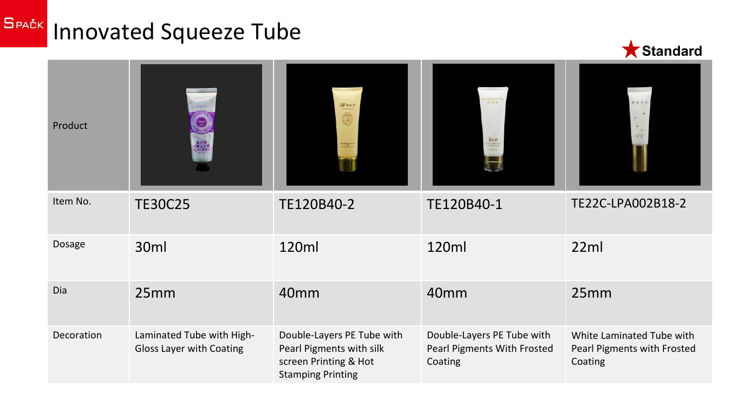# Innovated Squeeze Tube

★ **Standard**

| Product | | | | |
|---|---|---|---|---|
| Item No. | TE30C25 | TE120B40-2 | TE120B40-1 | TE22C-LPA002B18-2 |
| Dosage | 30ml | 120ml | 120ml | 22ml |
| Dia | 25mm | 40mm | 40mm | 25mm |
| Decoration | Laminated Tube with High-Gloss Layer with Coating | Double-Layers PE Tube with Pearl Pigments with silk screen Printing & Hot Stamping Printing | Double-Layers PE Tube with Pearl Pigments With Frosted Coating | White Laminated Tube with Pearl Pigments with Frosted Coating |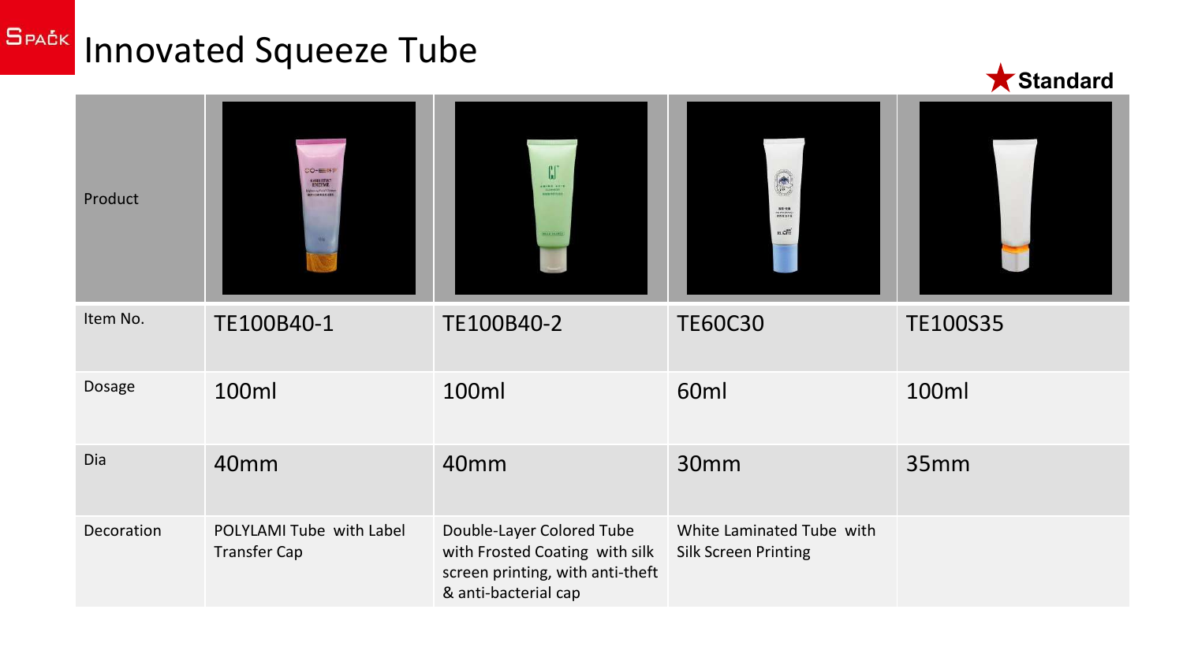# Innovated Squeeze Tube

★ Standard

| Product | | | | |
|---|---|---|---|---|
| Item No. | TE100B40-1 | TE100B40-2 | TE60C30 | TE100S35 |
| Dosage | 100ml | 100ml | 60ml | 100ml |
| Dia | 40mm | 40mm | 30mm | 35mm |
| Decoration | POLYLAMI Tube with Label Transfer Cap | Double-Layer Colored Tube with Frosted Coating with silk screen printing, with anti-theft & anti-bacterial cap | White Laminated Tube with Silk Screen Printing | |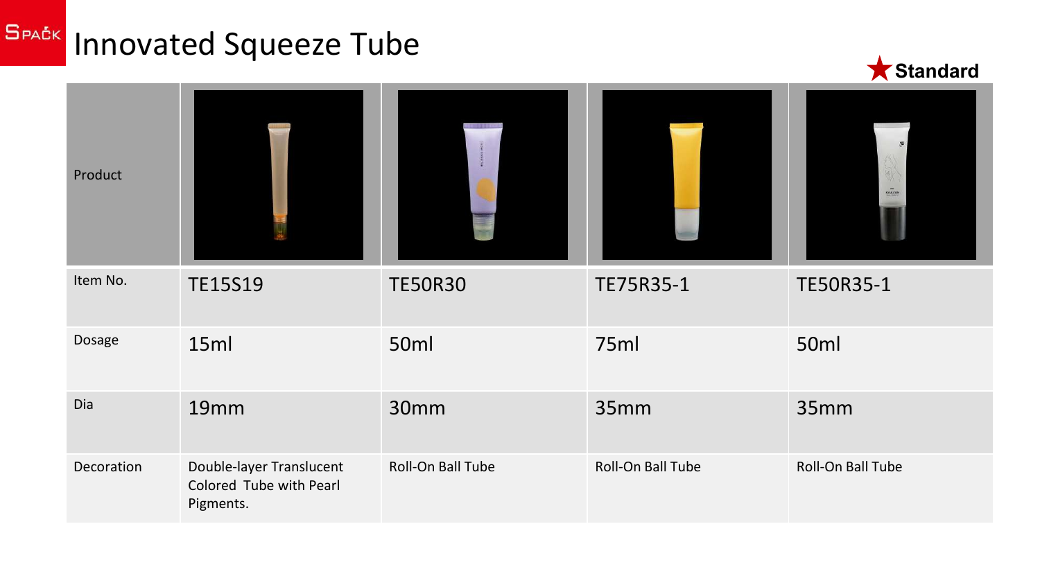# Innovated Squeeze Tube

★ Standard

| Product | | | | |
|---|---|---|---|---|
| Item No. | TE15S19 | TE50R30 | TE75R35-1 | TE50R35-1 |
| Dosage | 15ml | 50ml | 75ml | 50ml |
| Dia | 19mm | 30mm | 35mm | 35mm |
| Decoration | Double-layer Translucent Colored Tube with Pearl Pigments. | Roll-On Ball Tube | Roll-On Ball Tube | Roll-On Ball Tube |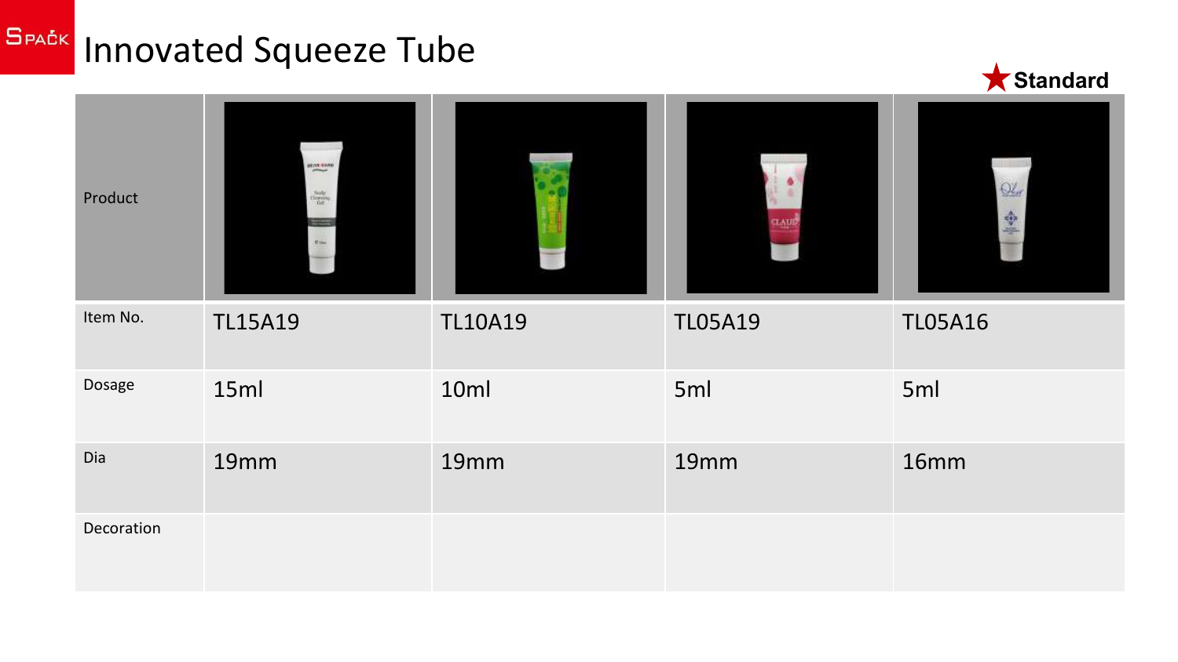# Innovated Squeeze Tube

★ Standard

| | | | | |
|---|---|---|---|---|
| Product | | | | |
| Item No. | TL15A19 | TL10A19 | TL05A19 | TL05A16 |
| Dosage | 15ml | 10ml | 5ml | 5ml |
| Dia | 19mm | 19mm | 19mm | 16mm |
| Decoration | | | | |